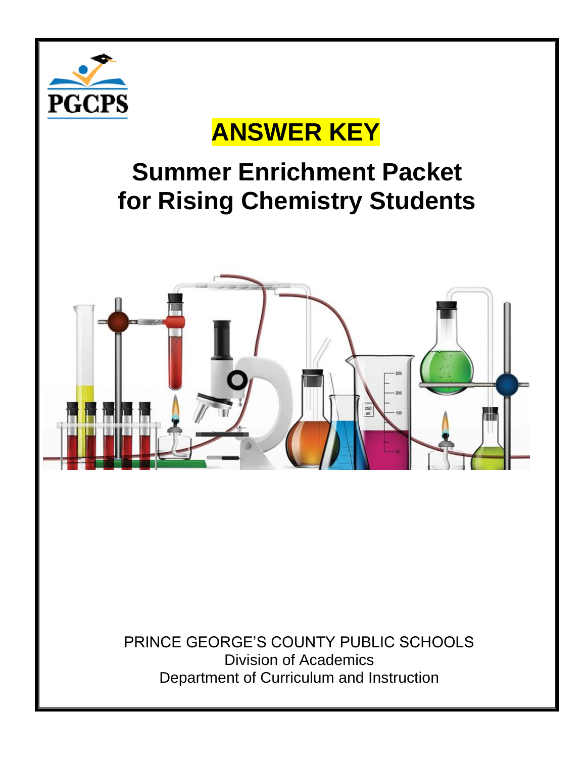PGCPS

# ANSWER KEY

# Summer Enrichment Packet for Rising Chemistry Students

PRINCE GEORGE'S COUNTY PUBLIC SCHOOLS
Division of Academics
Department of Curriculum and Instruction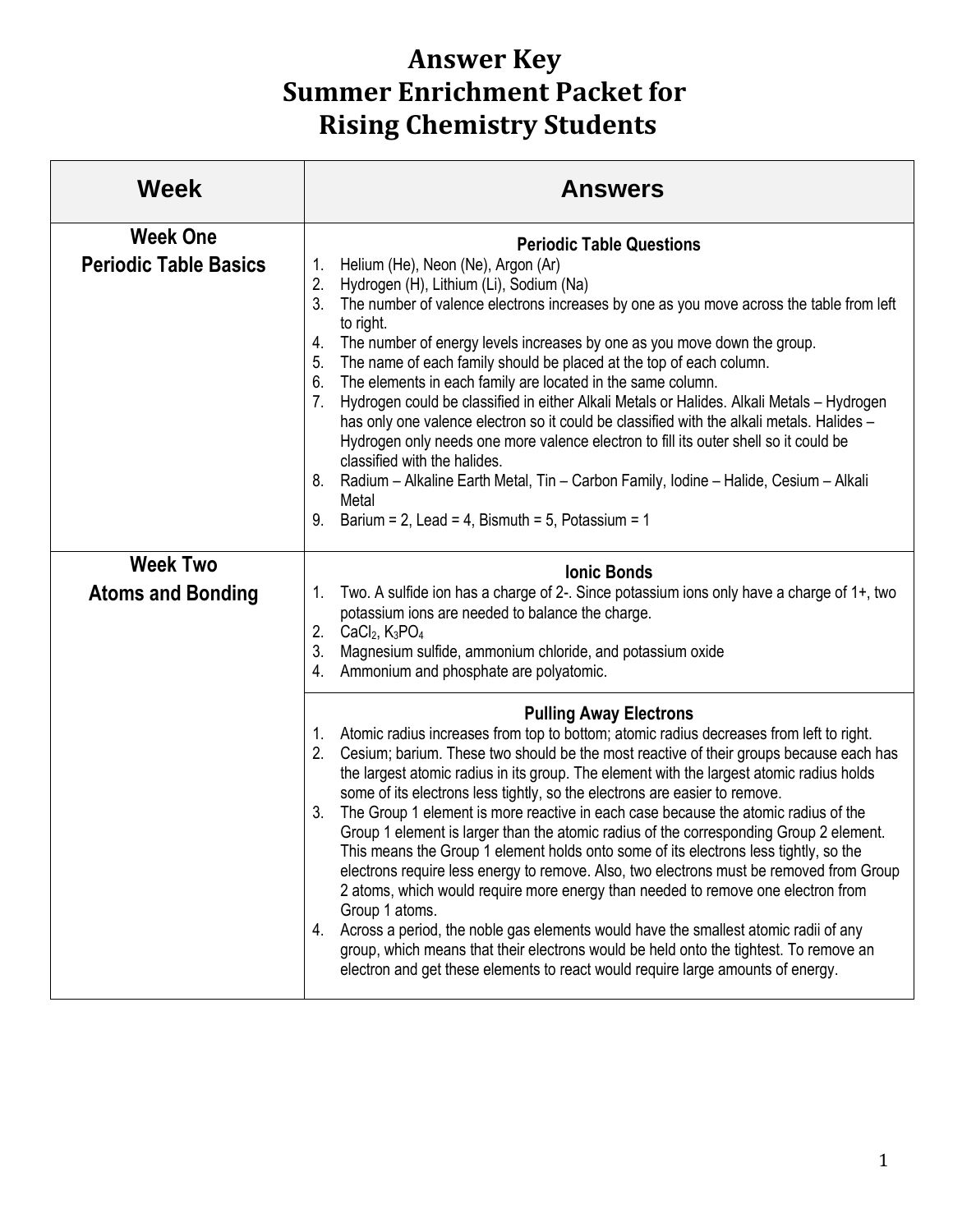# Answer Key
# Summer Enrichment Packet for Rising Chemistry Students

| Week | Answers |
|---|---|
| **Week One**<br>**Periodic Table Basics** | **Periodic Table Questions**<br>1. Helium (He), Neon (Ne), Argon (Ar)<br>2. Hydrogen (H), Lithium (Li), Sodium (Na)<br>3. The number of valence electrons increases by one as you move across the table from left to right.<br>4. The number of energy levels increases by one as you move down the group.<br>5. The name of each family should be placed at the top of each column.<br>6. The elements in each family are located in the same column.<br>7. Hydrogen could be classified in either Alkali Metals or Halides. Alkali Metals – Hydrogen has only one valence electron so it could be classified with the alkali metals. Halides – Hydrogen only needs one more valence electron to fill its outer shell so it could be classified with the halides.<br>8. Radium – Alkaline Earth Metal, Tin – Carbon Family, Iodine – Halide, Cesium – Alkali Metal<br>9. Barium = 2, Lead = 4, Bismuth = 5, Potassium = 1 |
| **Week Two**<br>**Atoms and Bonding** | **Ionic Bonds**<br>1. Two. A sulfide ion has a charge of 2-. Since potassium ions only have a charge of 1+, two potassium ions are needed to balance the charge.<br>2. $CaCl_2$, $K_3PO_4$<br>3. Magnesium sulfide, ammonium chloride, and potassium oxide<br>4. Ammonium and phosphate are polyatomic. |
| | **Pulling Away Electrons**<br>1. Atomic radius increases from top to bottom; atomic radius decreases from left to right.<br>2. Cesium; barium. These two should be the most reactive of their groups because each has the largest atomic radius in its group. The element with the largest atomic radius holds some of its electrons less tightly, so the electrons are easier to remove.<br>3. The Group 1 element is more reactive in each case because the atomic radius of the Group 1 element is larger than the atomic radius of the corresponding Group 2 element. This means the Group 1 element holds onto some of its electrons less tightly, so the electrons require less energy to remove. Also, two electrons must be removed from Group 2 atoms, which would require more energy than needed to remove one electron from Group 1 atoms.<br>4. Across a period, the noble gas elements would have the smallest atomic radii of any group, which means that their electrons would be held onto the tightest. To remove an electron and get these elements to react would require large amounts of energy. |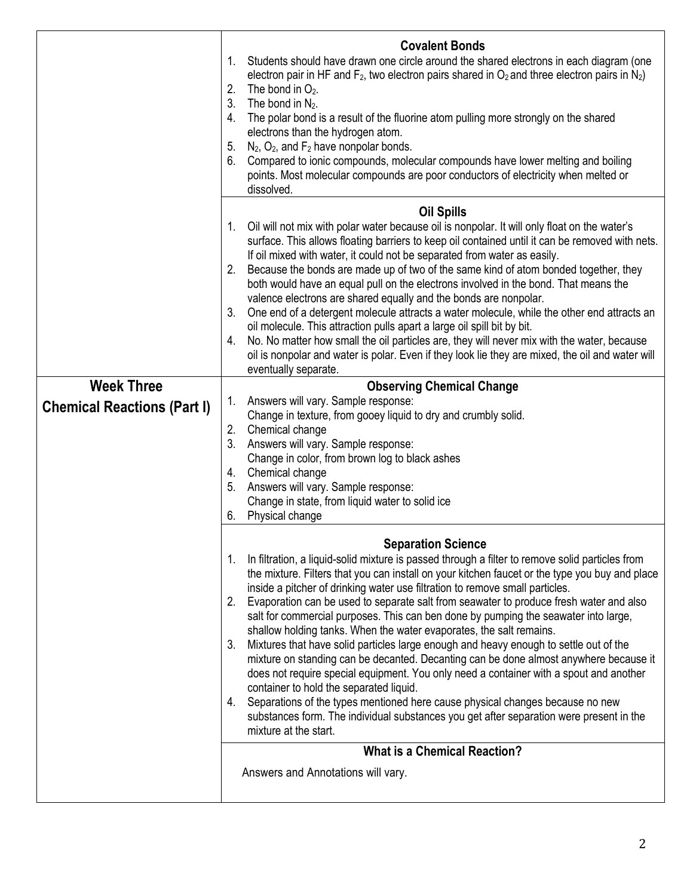| | |
|---|---|
| | **Covalent Bonds**<br>1. Students should have drawn one circle around the shared electrons in each diagram (one electron pair in HF and $F_2$, two electron pairs shared in $O_2$ and three electron pairs in $N_2$)<br>2. The bond in $O_2$.<br>3. The bond in $N_2$.<br>4. The polar bond is a result of the fluorine atom pulling more strongly on the shared electrons than the hydrogen atom.<br>5. $N_2$, $O_2$, and $F_2$ have nonpolar bonds.<br>6. Compared to ionic compounds, molecular compounds have lower melting and boiling points. Most molecular compounds are poor conductors of electricity when melted or dissolved. |
| | **Oil Spills**<br>1. Oil will not mix with polar water because oil is nonpolar. It will only float on the water's surface. This allows floating barriers to keep oil contained until it can be removed with nets. If oil mixed with water, it could not be separated from water as easily.<br>2. Because the bonds are made up of two of the same kind of atom bonded together, they both would have an equal pull on the electrons involved in the bond. That means the valence electrons are shared equally and the bonds are nonpolar.<br>3. One end of a detergent molecule attracts a water molecule, while the other end attracts an oil molecule. This attraction pulls apart a large oil spill bit by bit.<br>4. No. No matter how small the oil particles are, they will never mix with the water, because oil is nonpolar and water is polar. Even if they look lie they are mixed, the oil and water will eventually separate. |
| **Week Three**<br>**Chemical Reactions (Part I)** | **Observing Chemical Change**<br>1. Answers will vary. Sample response:<br>Change in texture, from gooey liquid to dry and crumbly solid.<br>2. Chemical change<br>3. Answers will vary. Sample response:<br>Change in color, from brown log to black ashes<br>4. Chemical change<br>5. Answers will vary. Sample response:<br>Change in state, from liquid water to solid ice<br>6. Physical change |
| | **Separation Science**<br>1. In filtration, a liquid-solid mixture is passed through a filter to remove solid particles from the mixture. Filters that you can install on your kitchen faucet or the type you buy and place inside a pitcher of drinking water use filtration to remove small particles.<br>2. Evaporation can be used to separate salt from seawater to produce fresh water and also salt for commercial purposes. This can ben done by pumping the seawater into large, shallow holding tanks. When the water evaporates, the salt remains.<br>3. Mixtures that have solid particles large enough and heavy enough to settle out of the mixture on standing can be decanted. Decanting can be done almost anywhere because it does not require special equipment. You only need a container with a spout and another container to hold the separated liquid.<br>4. Separations of the types mentioned here cause physical changes because no new substances form. The individual substances you get after separation were present in the mixture at the start. |
| | **What is a Chemical Reaction?**<br>Answers and Annotations will vary. |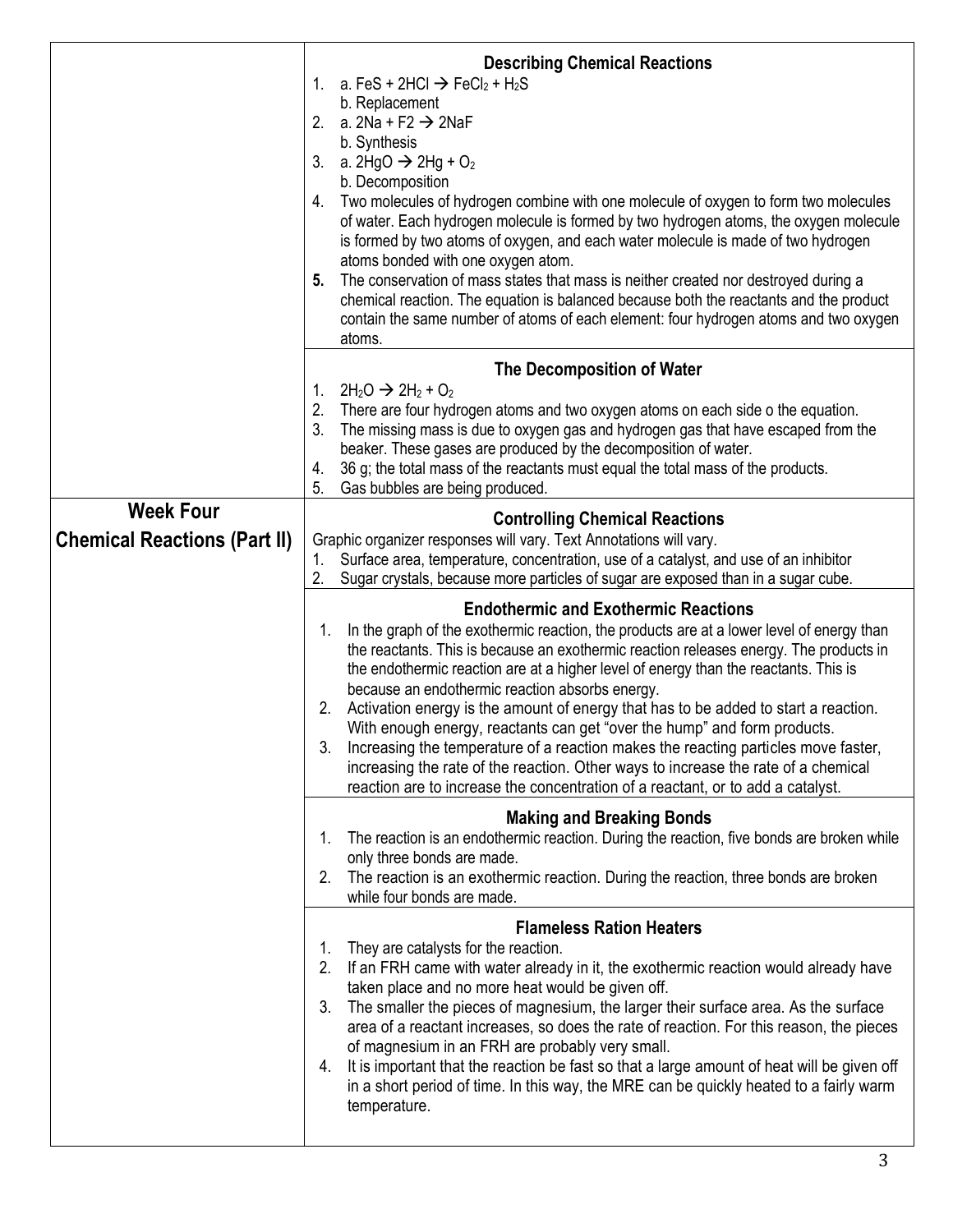### Describing Chemical Reactions

1. a. $FeS + 2HCl \rightarrow FeCl_2 + H_2S$
   b. Replacement
2. a. $2Na + F2 \rightarrow 2NaF$
   b. Synthesis
3. a. $2HgO \rightarrow 2Hg + O_2$
   b. Decomposition
4. Two molecules of hydrogen combine with one molecule of oxygen to form two molecules of water. Each hydrogen molecule is formed by two hydrogen atoms, the oxygen molecule is formed by two atoms of oxygen, and each water molecule is made of two hydrogen atoms bonded with one oxygen atom.
5. The conservation of mass states that mass is neither created nor destroyed during a chemical reaction. The equation is balanced because both the reactants and the product contain the same number of atoms of each element: four hydrogen atoms and two oxygen atoms.

### The Decomposition of Water

1. $2H_2O \rightarrow 2H_2 + O_2$
2. There are four hydrogen atoms and two oxygen atoms on each side o the equation.
3. The missing mass is due to oxygen gas and hydrogen gas that have escaped from the beaker. These gases are produced by the decomposition of water.
4. 36 g; the total mass of the reactants must equal the total mass of the products.
5. Gas bubbles are being produced.

## Week Four
## Chemical Reactions (Part II)

### Controlling Chemical Reactions

Graphic organizer responses will vary. Text Annotations will vary.

1. Surface area, temperature, concentration, use of a catalyst, and use of an inhibitor
2. Sugar crystals, because more particles of sugar are exposed than in a sugar cube.

### Endothermic and Exothermic Reactions

1. In the graph of the exothermic reaction, the products are at a lower level of energy than the reactants. This is because an exothermic reaction releases energy. The products in the endothermic reaction are at a higher level of energy than the reactants. This is because an endothermic reaction absorbs energy.
2. Activation energy is the amount of energy that has to be added to start a reaction. With enough energy, reactants can get "over the hump" and form products.
3. Increasing the temperature of a reaction makes the reacting particles move faster, increasing the rate of the reaction. Other ways to increase the rate of a chemical reaction are to increase the concentration of a reactant, or to add a catalyst.

### Making and Breaking Bonds

1. The reaction is an endothermic reaction. During the reaction, five bonds are broken while only three bonds are made.
2. The reaction is an exothermic reaction. During the reaction, three bonds are broken while four bonds are made.

### Flameless Ration Heaters

1. They are catalysts for the reaction.
2. If an FRH came with water already in it, the exothermic reaction would already have taken place and no more heat would be given off.
3. The smaller the pieces of magnesium, the larger their surface area. As the surface area of a reactant increases, so does the rate of reaction. For this reason, the pieces of magnesium in an FRH are probably very small.
4. It is important that the reaction be fast so that a large amount of heat will be given off in a short period of time. In this way, the MRE can be quickly heated to a fairly warm temperature.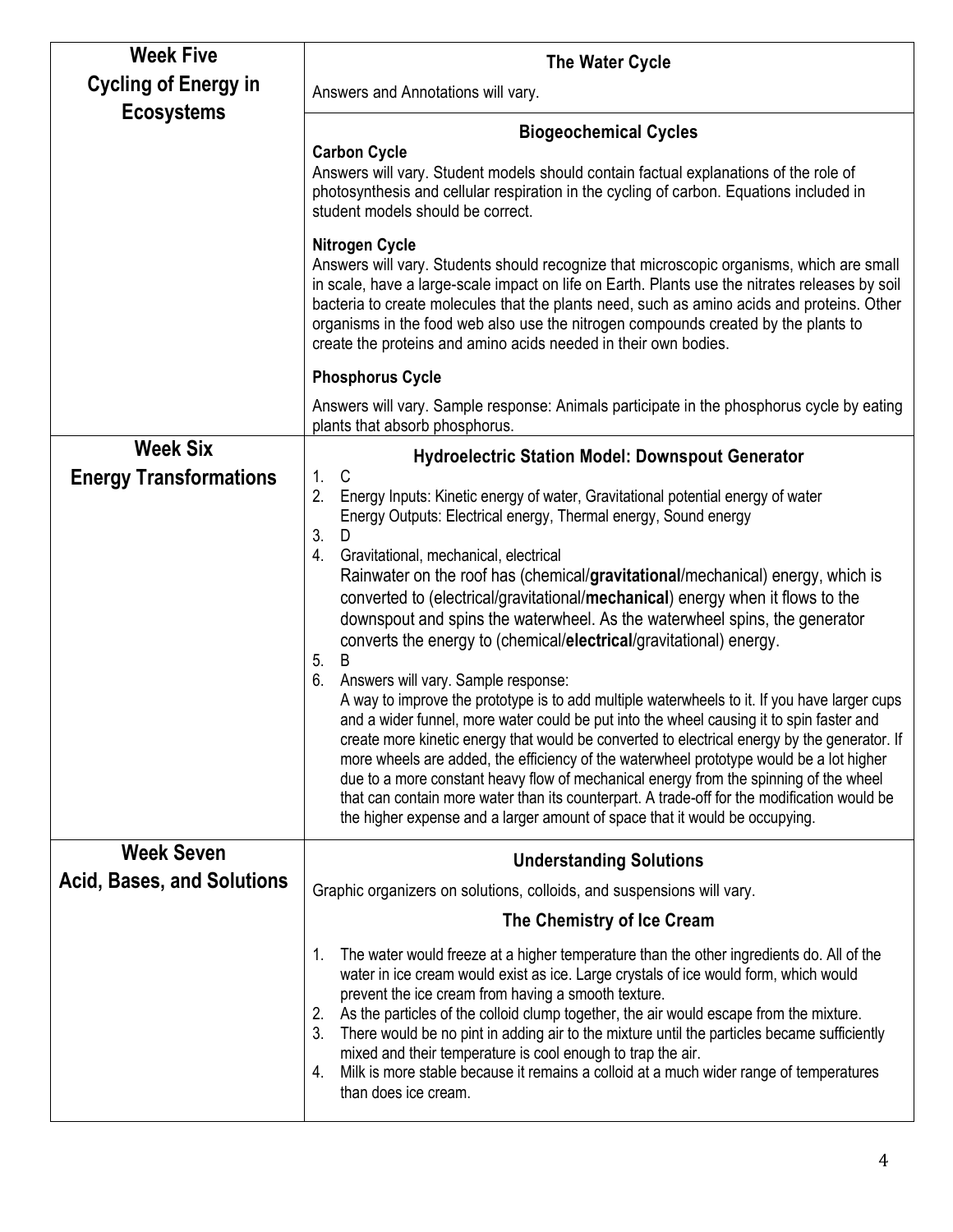| Week | Answers |
| --- | --- |
| **Week Five**<br>**Cycling of Energy in Ecosystems** | **The Water Cycle**<br>Answers and Annotations will vary. |
| | **Biogeochemical Cycles**<br>**Carbon Cycle**<br>Answers will vary. Student models should contain factual explanations of the role of photosynthesis and cellular respiration in the cycling of carbon. Equations included in student models should be correct.<br>**Nitrogen Cycle**<br>Answers will vary. Students should recognize that microscopic organisms, which are small in scale, have a large-scale impact on life on Earth. Plants use the nitrates releases by soil bacteria to create molecules that the plants need, such as amino acids and proteins. Other organisms in the food web also use the nitrogen compounds created by the plants to create the proteins and amino acids needed in their own bodies.<br>**Phosphorus Cycle**<br>Answers will vary. Sample response: Animals participate in the phosphorus cycle by eating plants that absorb phosphorus. |
| **Week Six**<br>**Energy Transformations** | **Hydroelectric Station Model: Downspout Generator**<br>1. C<br>2. Energy Inputs: Kinetic energy of water, Gravitational potential energy of water<br>Energy Outputs: Electrical energy, Thermal energy, Sound energy<br>3. D<br>4. Gravitational, mechanical, electrical<br>Rainwater on the roof has (chemical/**gravitational**/mechanical) energy, which is converted to (electrical/gravitational/**mechanical**) energy when it flows to the downspout and spins the waterwheel. As the waterwheel spins, the generator converts the energy to (chemical/**electrical**/gravitational) energy.<br>5. B<br>6. Answers will vary. Sample response:<br>A way to improve the prototype is to add multiple waterwheels to it. If you have larger cups and a wider funnel, more water could be put into the wheel causing it to spin faster and create more kinetic energy that would be converted to electrical energy by the generator. If more wheels are added, the efficiency of the waterwheel prototype would be a lot higher due to a more constant heavy flow of mechanical energy from the spinning of the wheel that can contain more water than its counterpart. A trade-off for the modification would be the higher expense and a larger amount of space that it would be occupying. |
| **Week Seven**<br>**Acid, Bases, and Solutions** | **Understanding Solutions**<br>Graphic organizers on solutions, colloids, and suspensions will vary.<br>**The Chemistry of Ice Cream**<br>1. The water would freeze at a higher temperature than the other ingredients do. All of the water in ice cream would exist as ice. Large crystals of ice would form, which would prevent the ice cream from having a smooth texture.<br>2. As the particles of the colloid clump together, the air would escape from the mixture.<br>3. There would be no pint in adding air to the mixture until the particles became sufficiently mixed and their temperature is cool enough to trap the air.<br>4. Milk is more stable because it remains a colloid at a much wider range of temperatures than does ice cream. |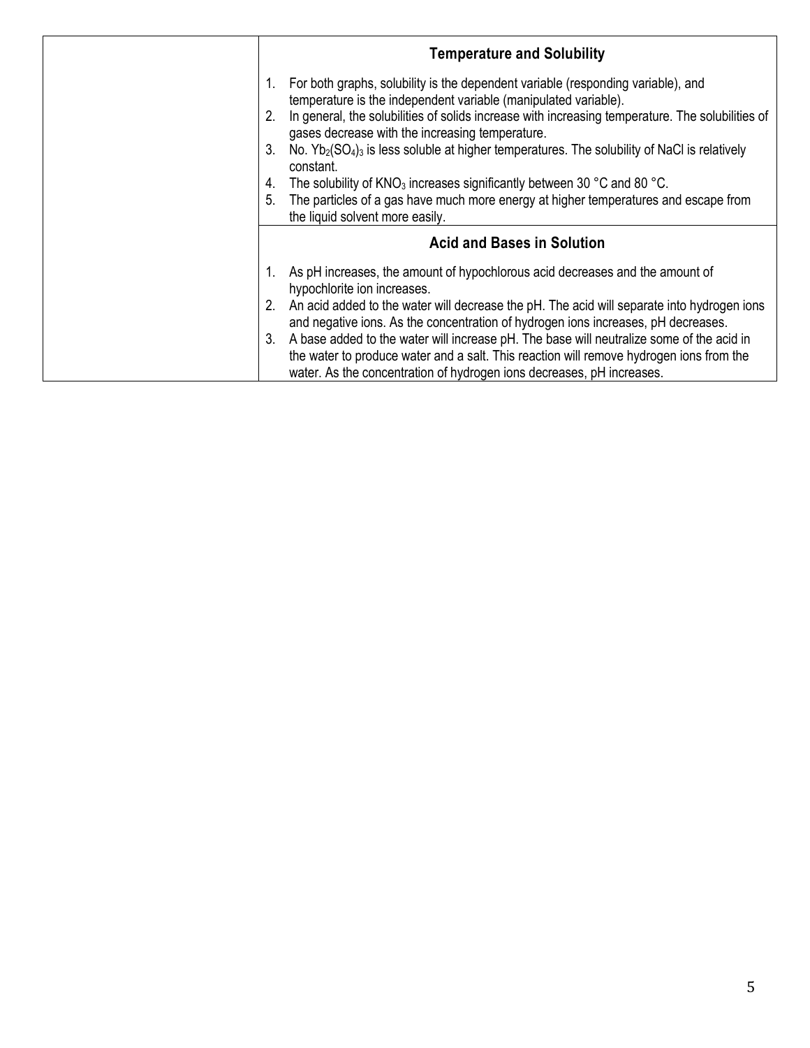| | |
|---|---|
| | **Temperature and Solubility**<br>1. For both graphs, solubility is the dependent variable (responding variable), and temperature is the independent variable (manipulated variable).<br>2. In general, the solubilities of solids increase with increasing temperature. The solubilities of gases decrease with the increasing temperature.<br>3. No. $Yb_2(SO_4)_3$ is less soluble at higher temperatures. The solubility of NaCl is relatively constant.<br>4. The solubility of $KNO_3$ increases significantly between 30 °C and 80 °C.<br>5. The particles of a gas have much more energy at higher temperatures and escape from the liquid solvent more easily. |
| | **Acid and Bases in Solution**<br>1. As pH increases, the amount of hypochlorous acid decreases and the amount of hypochlorite ion increases.<br>2. An acid added to the water will decrease the pH. The acid will separate into hydrogen ions and negative ions. As the concentration of hydrogen ions increases, pH decreases.<br>3. A base added to the water will increase pH. The base will neutralize some of the acid in the water to produce water and a salt. This reaction will remove hydrogen ions from the water. As the concentration of hydrogen ions decreases, pH increases. |